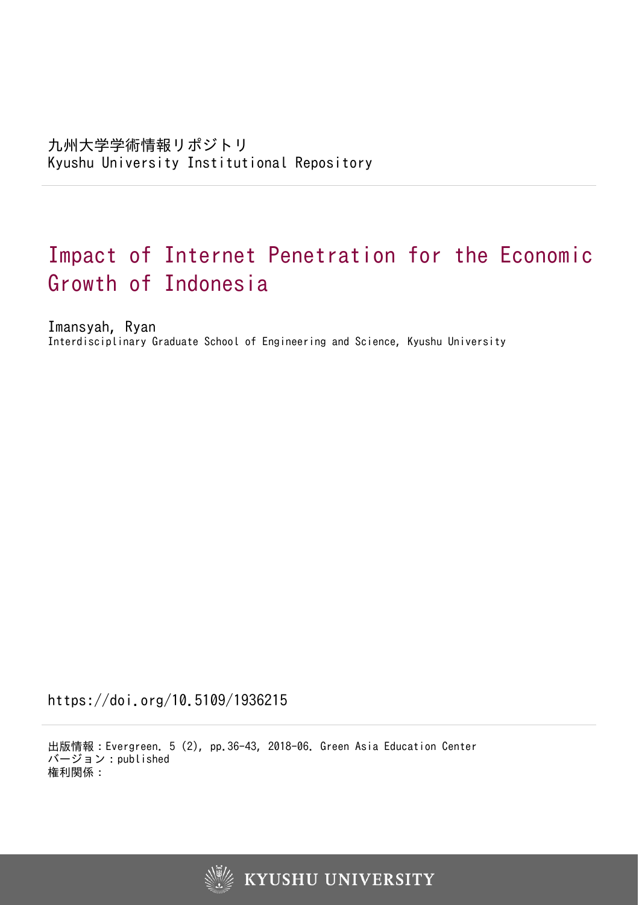九州大学学術情報リポジトリ
Kyushu University Institutional Repository

# Impact of Internet Penetration for the Economic Growth of Indonesia

Imansyah, Ryan
Interdisciplinary Graduate School of Engineering and Science, Kyushu University

https://doi.org/10.5109/1936215

出版情報：Evergreen. 5 (2), pp.36-43, 2018-06. Green Asia Education Center
バージョン：published
権利関係：

KYUSHU UNIVERSITY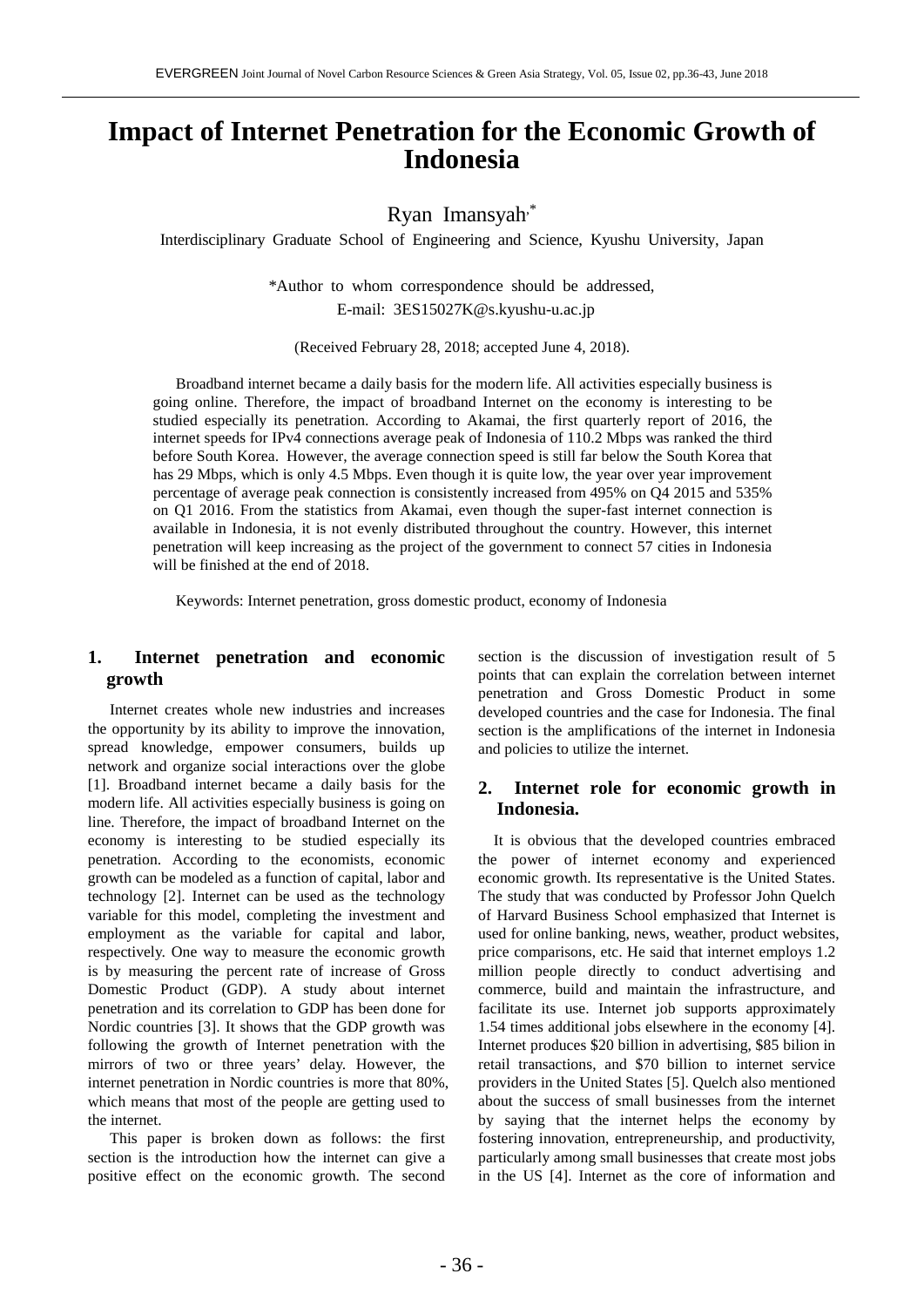# Impact of Internet Penetration for the Economic Growth of Indonesia

Ryan Imansyah[*]

Interdisciplinary Graduate School of Engineering and Science, Kyushu University, Japan

*Author to whom correspondence should be addressed,
E-mail: 3ES15027K@s.kyushu-u.ac.jp

(Received February 28, 2018; accepted June 4, 2018).

Broadband internet became a daily basis for the modern life. All activities especially business is going online. Therefore, the impact of broadband Internet on the economy is interesting to be studied especially its penetration. According to Akamai, the first quarterly report of 2016, the internet speeds for IPv4 connections average peak of Indonesia of 110.2 Mbps was ranked the third before South Korea. However, the average connection speed is still far below the South Korea that has 29 Mbps, which is only 4.5 Mbps. Even though it is quite low, the year over year improvement percentage of average peak connection is consistently increased from 495% on Q4 2015 and 535% on Q1 2016. From the statistics from Akamai, even though the super-fast internet connection is available in Indonesia, it is not evenly distributed throughout the country. However, this internet penetration will keep increasing as the project of the government to connect 57 cities in Indonesia will be finished at the end of 2018.

Keywords: Internet penetration, gross domestic product, economy of Indonesia

## 1. Internet penetration and economic growth

Internet creates whole new industries and increases the opportunity by its ability to improve the innovation, spread knowledge, empower consumers, builds up network and organize social interactions over the globe [1]. Broadband internet became a daily basis for the modern life. All activities especially business is going on line. Therefore, the impact of broadband Internet on the economy is interesting to be studied especially its penetration. According to the economists, economic growth can be modeled as a function of capital, labor and technology [2]. Internet can be used as the technology variable for this model, completing the investment and employment as the variable for capital and labor, respectively. One way to measure the economic growth is by measuring the percent rate of increase of Gross Domestic Product (GDP). A study about internet penetration and its correlation to GDP has been done for Nordic countries [3]. It shows that the GDP growth was following the growth of Internet penetration with the mirrors of two or three years' delay. However, the internet penetration in Nordic countries is more that 80%, which means that most of the people are getting used to the internet.

This paper is broken down as follows: the first section is the introduction how the internet can give a positive effect on the economic growth. The second section is the discussion of investigation result of 5 points that can explain the correlation between internet penetration and Gross Domestic Product in some developed countries and the case for Indonesia. The final section is the amplifications of the internet in Indonesia and policies to utilize the internet.

## 2. Internet role for economic growth in Indonesia.

It is obvious that the developed countries embraced the power of internet economy and experienced economic growth. Its representative is the United States. The study that was conducted by Professor John Quelch of Harvard Business School emphasized that Internet is used for online banking, news, weather, product websites, price comparisons, etc. He said that internet employs 1.2 million people directly to conduct advertising and commerce, build and maintain the infrastructure, and facilitate its use. Internet job supports approximately 1.54 times additional jobs elsewhere in the economy [4]. Internet produces $20 billion in advertising, $85 bilion in retail transactions, and $70 billion to internet service providers in the United States [5]. Quelch also mentioned about the success of small businesses from the internet by saying that the internet helps the economy by fostering innovation, entrepreneurship, and productivity, particularly among small businesses that create most jobs in the US [4]. Internet as the core of information and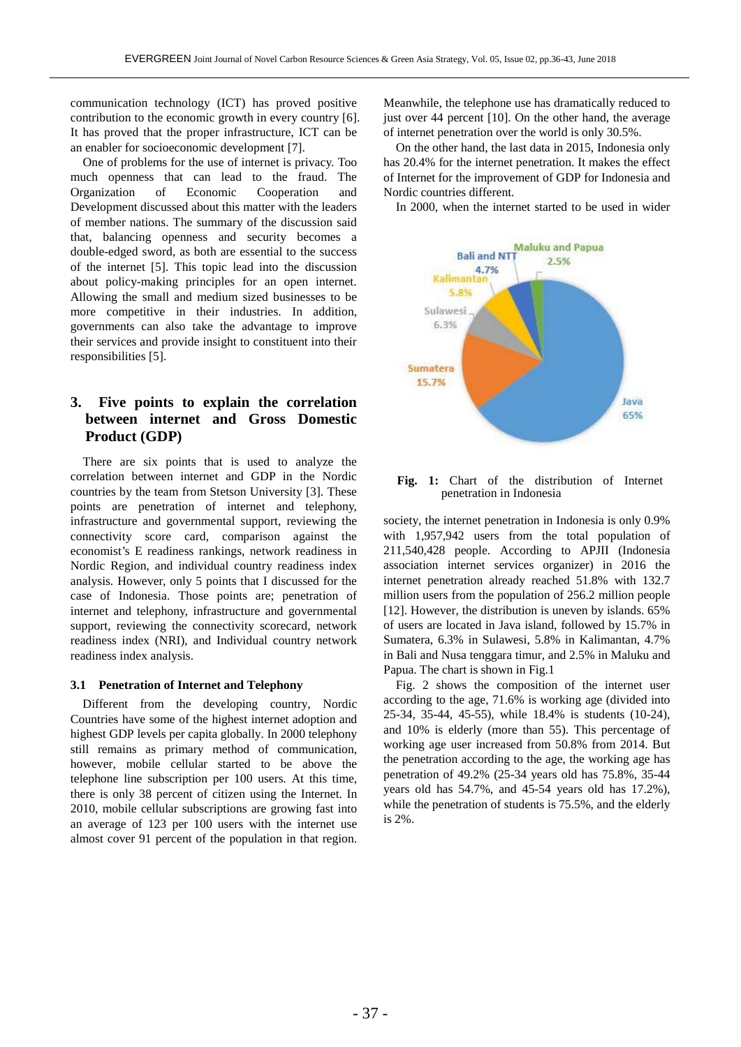communication technology (ICT) has proved positive contribution to the economic growth in every country [6]. It has proved that the proper infrastructure, ICT can be an enabler for socioeconomic development [7].

One of problems for the use of internet is privacy. Too much openness that can lead to the fraud. The Organization of Economic Cooperation and Development discussed about this matter with the leaders of member nations. The summary of the discussion said that, balancing openness and security becomes a double-edged sword, as both are essential to the success of the internet [5]. This topic lead into the discussion about policy-making principles for an open internet. Allowing the small and medium sized businesses to be more competitive in their industries. In addition, governments can also take the advantage to improve their services and provide insight to constituent into their responsibilities [5].

## 3. Five points to explain the correlation between internet and Gross Domestic Product (GDP)

There are six points that is used to analyze the correlation between internet and GDP in the Nordic countries by the team from Stetson University [3]. These points are penetration of internet and telephony, infrastructure and governmental support, reviewing the connectivity score card, comparison against the economist's E readiness rankings, network readiness in Nordic Region, and individual country readiness index analysis. However, only 5 points that I discussed for the case of Indonesia. Those points are; penetration of internet and telephony, infrastructure and governmental support, reviewing the connectivity scorecard, network readiness index (NRI), and Individual country network readiness index analysis.

### 3.1 Penetration of Internet and Telephony

Different from the developing country, Nordic Countries have some of the highest internet adoption and highest GDP levels per capita globally. In 2000 telephony still remains as primary method of communication, however, mobile cellular started to be above the telephone line subscription per 100 users. At this time, there is only 38 percent of citizen using the Internet. In 2010, mobile cellular subscriptions are growing fast into an average of 123 per 100 users with the internet use almost cover 91 percent of the population in that region. Meanwhile, the telephone use has dramatically reduced to just over 44 percent [10]. On the other hand, the average of internet penetration over the world is only 30.5%.

On the other hand, the last data in 2015, Indonesia only has 20.4% for the internet penetration. It makes the effect of Internet for the improvement of GDP for Indonesia and Nordic countries different.

In 2000, when the internet started to be used in wider society, the internet penetration in Indonesia is only 0.9% with 1,957,942 users from the total population of 211,540,428 people. According to APJII (Indonesia association internet services organizer) in 2016 the internet penetration already reached 51.8% with 132.7 million users from the population of 256.2 million people [12]. However, the distribution is uneven by islands. 65% of users are located in Java island, followed by 15.7% in Sumatera, 6.3% in Sulawesi, 5.8% in Kalimantan, 4.7% in Bali and Nusa tenggara timur, and 2.5% in Maluku and Papua. The chart is shown in Fig.1

Fig. 1: Chart of the distribution of Internet penetration in Indonesia

Fig. 2 shows the composition of the internet user according to the age, 71.6% is working age (divided into 25-34, 35-44, 45-55), while 18.4% is students (10-24), and 10% is elderly (more than 55). This percentage of working age user increased from 50.8% from 2014. But the penetration according to the age, the working age has penetration of 49.2% (25-34 years old has 75.8%, 35-44 years old has 54.7%, and 45-54 years old has 17.2%), while the penetration of students is 75.5%, and the elderly is 2%.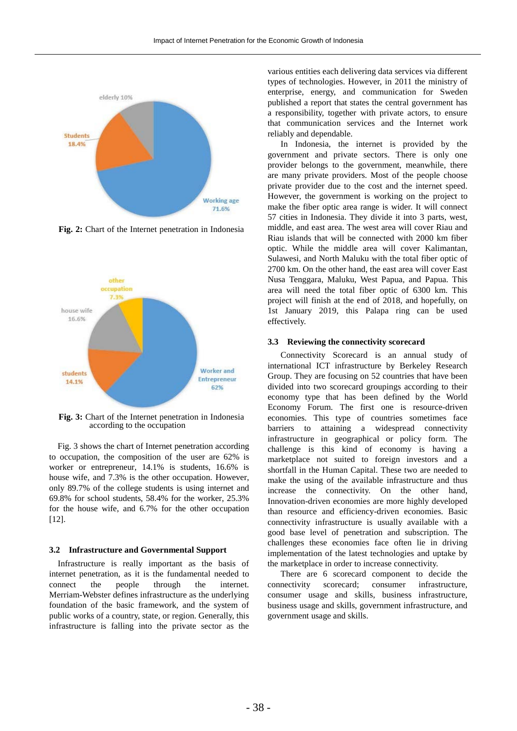Fig. 2: Chart of the Internet penetration in Indonesia

Fig. 3: Chart of the Internet penetration in Indonesia according to the occupation

Fig. 3 shows the chart of Internet penetration according to occupation, the composition of the user are 62% is worker or entrepreneur, 14.1% is students, 16.6% is house wife, and 7.3% is the other occupation. However, only 89.7% of the college students is using internet and 69.8% for school students, 58.4% for the worker, 25.3% for the house wife, and 6.7% for the other occupation [12].

### 3.2 Infrastructure and Governmental Support

Infrastructure is really important as the basis of internet penetration, as it is the fundamental needed to connect the people through the internet. Merriam-Webster defines infrastructure as the underlying foundation of the basic framework, and the system of public works of a country, state, or region. Generally, this infrastructure is falling into the private sector as the various entities each delivering data services via different types of technologies. However, in 2011 the ministry of enterprise, energy, and communication for Sweden published a report that states the central government has a responsibility, together with private actors, to ensure that communication services and the Internet work reliably and dependable.

In Indonesia, the internet is provided by the government and private sectors. There is only one provider belongs to the government, meanwhile, there are many private providers. Most of the people choose private provider due to the cost and the internet speed. However, the government is working on the project to make the fiber optic area range is wider. It will connect 57 cities in Indonesia. They divide it into 3 parts, west, middle, and east area. The west area will cover Riau and Riau islands that will be connected with 2000 km fiber optic. While the middle area will cover Kalimantan, Sulawesi, and North Maluku with the total fiber optic of 2700 km. On the other hand, the east area will cover East Nusa Tenggara, Maluku, West Papua, and Papua. This area will need the total fiber optic of 6300 km. This project will finish at the end of 2018, and hopefully, on 1st January 2019, this Palapa ring can be used effectively.

### 3.3 Reviewing the connectivity scorecard

Connectivity Scorecard is an annual study of international ICT infrastructure by Berkeley Research Group. They are focusing on 52 countries that have been divided into two scorecard groupings according to their economy type that has been defined by the World Economy Forum. The first one is resource-driven economies. This type of countries sometimes face barriers to attaining a widespread connectivity infrastructure in geographical or policy form. The challenge is this kind of economy is having a marketplace not suited to foreign investors and a shortfall in the Human Capital. These two are needed to make the using of the available infrastructure and thus increase the connectivity. On the other hand, Innovation-driven economies are more highly developed than resource and efficiency-driven economies. Basic connectivity infrastructure is usually available with a good base level of penetration and subscription. The challenges these economies face often lie in driving implementation of the latest technologies and uptake by the marketplace in order to increase connectivity.

There are 6 scorecard component to decide the connectivity scorecard; consumer infrastructure, consumer usage and skills, business infrastructure, business usage and skills, government infrastructure, and government usage and skills.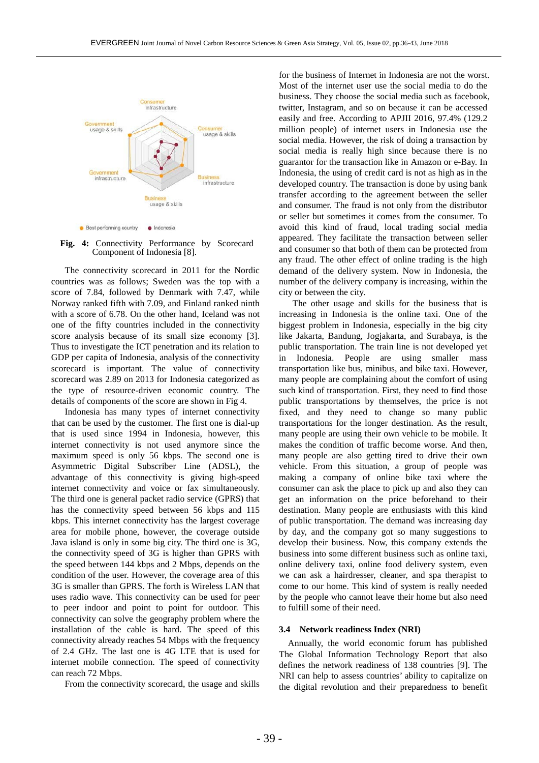**Fig. 4:** Connectivity Performance by Scorecard Component of Indonesia [8].

The connectivity scorecard in 2011 for the Nordic countries was as follows; Sweden was the top with a score of 7.84, followed by Denmark with 7.47, while Norway ranked fifth with 7.09, and Finland ranked ninth with a score of 6.78. On the other hand, Iceland was not one of the fifty countries included in the connectivity score analysis because of its small size economy [3]. Thus to investigate the ICT penetration and its relation to GDP per capita of Indonesia, analysis of the connectivity scorecard is important. The value of connectivity scorecard was 2.89 on 2013 for Indonesia categorized as the type of resource-driven economic country. The details of components of the score are shown in Fig 4.

Indonesia has many types of internet connectivity that can be used by the customer. The first one is dial-up that is used since 1994 in Indonesia, however, this internet connectivity is not used anymore since the maximum speed is only 56 kbps. The second one is Asymmetric Digital Subscriber Line (ADSL), the advantage of this connectivity is giving high-speed internet connectivity and voice or fax simultaneously. The third one is general packet radio service (GPRS) that has the connectivity speed between 56 kbps and 115 kbps. This internet connectivity has the largest coverage area for mobile phone, however, the coverage outside Java island is only in some big city. The third one is 3G, the connectivity speed of 3G is higher than GPRS with the speed between 144 kbps and 2 Mbps, depends on the condition of the user. However, the coverage area of this 3G is smaller than GPRS. The forth is Wireless LAN that uses radio wave. This connectivity can be used for peer to peer indoor and point to point for outdoor. This connectivity can solve the geography problem where the installation of the cable is hard. The speed of this connectivity already reaches 54 Mbps with the frequency of 2.4 GHz. The last one is 4G LTE that is used for internet mobile connection. The speed of connectivity can reach 72 Mbps.

From the connectivity scorecard, the usage and skills for the business of Internet in Indonesia are not the worst. Most of the internet user use the social media to do the business. They choose the social media such as facebook, twitter, Instagram, and so on because it can be accessed easily and free. According to APJII 2016, 97.4% (129.2 million people) of internet users in Indonesia use the social media. However, the risk of doing a transaction by social media is really high since because there is no guarantor for the transaction like in Amazon or e-Bay. In Indonesia, the using of credit card is not as high as in the developed country. The transaction is done by using bank transfer according to the agreement between the seller and consumer. The fraud is not only from the distributor or seller but sometimes it comes from the consumer. To avoid this kind of fraud, local trading social media appeared. They facilitate the transaction between seller and consumer so that both of them can be protected from any fraud. The other effect of online trading is the high demand of the delivery system. Now in Indonesia, the number of the delivery company is increasing, within the city or between the city.

The other usage and skills for the business that is increasing in Indonesia is the online taxi. One of the biggest problem in Indonesia, especially in the big city like Jakarta, Bandung, Jogjakarta, and Surabaya, is the public transportation. The train line is not developed yet in Indonesia. People are using smaller mass transportation like bus, minibus, and bike taxi. However, many people are complaining about the comfort of using such kind of transportation. First, they need to find those public transportations by themselves, the price is not fixed, and they need to change so many public transportations for the longer destination. As the result, many people are using their own vehicle to be mobile. It makes the condition of traffic become worse. And then, many people are also getting tired to drive their own vehicle. From this situation, a group of people was making a company of online bike taxi where the consumer can ask the place to pick up and also they can get an information on the price beforehand to their destination. Many people are enthusiasts with this kind of public transportation. The demand was increasing day by day, and the company got so many suggestions to develop their business. Now, this company extends the business into some different business such as online taxi, online delivery taxi, online food delivery system, even we can ask a hairdresser, cleaner, and spa therapist to come to our home. This kind of system is really needed by the people who cannot leave their home but also need to fulfill some of their need.

### 3.4 Network readiness Index (NRI)

Annually, the world economic forum has published The Global Information Technology Report that also defines the network readiness of 138 countries [9]. The NRI can help to assess countries' ability to capitalize on the digital revolution and their preparedness to benefit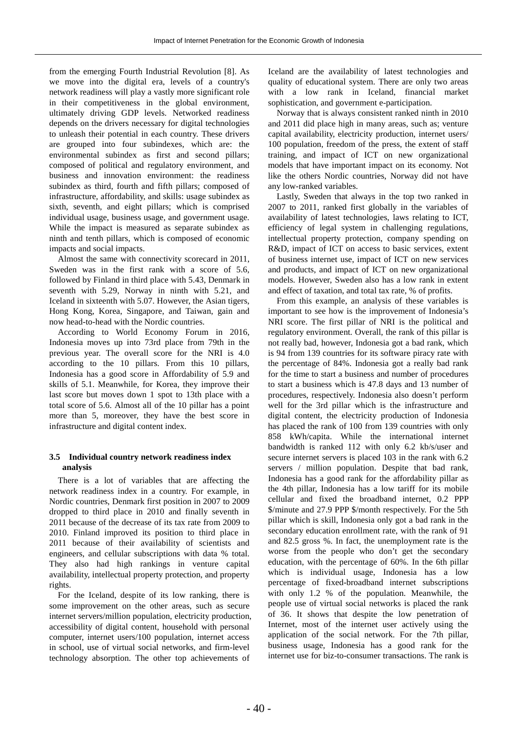from the emerging Fourth Industrial Revolution [8]. As we move into the digital era, levels of a country's network readiness will play a vastly more significant role in their competitiveness in the global environment, ultimately driving GDP levels. Networked readiness depends on the drivers necessary for digital technologies to unleash their potential in each country. These drivers are grouped into four subindexes, which are: the environmental subindex as first and second pillars; composed of political and regulatory environment, and business and innovation environment: the readiness subindex as third, fourth and fifth pillars; composed of infrastructure, affordability, and skills: usage subindex as sixth, seventh, and eight pillars; which is comprised individual usage, business usage, and government usage. While the impact is measured as separate subindex as ninth and tenth pillars, which is composed of economic impacts and social impacts.

Almost the same with connectivity scorecard in 2011, Sweden was in the first rank with a score of 5.6, followed by Finland in third place with 5.43, Denmark in seventh with 5.29, Norway in ninth with 5.21, and Iceland in sixteenth with 5.07. However, the Asian tigers, Hong Kong, Korea, Singapore, and Taiwan, gain and now head-to-head with the Nordic countries.

According to World Economy Forum in 2016, Indonesia moves up into 73rd place from 79th in the previous year. The overall score for the NRI is 4.0 according to the 10 pillars. From this 10 pillars, Indonesia has a good score in Affordability of 5.9 and skills of 5.1. Meanwhile, for Korea, they improve their last score but moves down 1 spot to 13th place with a total score of 5.6. Almost all of the 10 pillar has a point more than 5, moreover, they have the best score in infrastructure and digital content index.

### 3.5 Individual country network readiness index analysis

There is a lot of variables that are affecting the network readiness index in a country. For example, in Nordic countries, Denmark first position in 2007 to 2009 dropped to third place in 2010 and finally seventh in 2011 because of the decrease of its tax rate from 2009 to 2010. Finland improved its position to third place in 2011 because of their availability of scientists and engineers, and cellular subscriptions with data % total. They also had high rankings in venture capital availability, intellectual property protection, and property rights.

For the Iceland, despite of its low ranking, there is some improvement on the other areas, such as secure internet servers/million population, electricity production, accessibility of digital content, household with personal computer, internet users/100 population, internet access in school, use of virtual social networks, and firm-level technology absorption. The other top achievements of Iceland are the availability of latest technologies and quality of educational system. There are only two areas with a low rank in Iceland, financial market sophistication, and government e-participation.

Norway that is always consistent ranked ninth in 2010 and 2011 did place high in many areas, such as; venture capital availability, electricity production, internet users/ 100 population, freedom of the press, the extent of staff training, and impact of ICT on new organizational models that have important impact on its economy. Not like the others Nordic countries, Norway did not have any low-ranked variables.

Lastly, Sweden that always in the top two ranked in 2007 to 2011, ranked first globally in the variables of availability of latest technologies, laws relating to ICT, efficiency of legal system in challenging regulations, intellectual property protection, company spending on R&D, impact of ICT on access to basic services, extent of business internet use, impact of ICT on new services and products, and impact of ICT on new organizational models. However, Sweden also has a low rank in extent and effect of taxation, and total tax rate, % of profits.

From this example, an analysis of these variables is important to see how is the improvement of Indonesia's NRI score. The first pillar of NRI is the political and regulatory environment. Overall, the rank of this pillar is not really bad, however, Indonesia got a bad rank, which is 94 from 139 countries for its software piracy rate with the percentage of 84%. Indonesia got a really bad rank for the time to start a business and number of procedures to start a business which is 47.8 days and 13 number of procedures, respectively. Indonesia also doesn't perform well for the 3rd pillar which is the infrastructure and digital content, the electricity production of Indonesia has placed the rank of 100 from 139 countries with only 858 kWh/capita. While the international internet bandwidth is ranked 112 with only 6.2 kb/s/user and secure internet servers is placed 103 in the rank with 6.2 servers / million population. Despite that bad rank, Indonesia has a good rank for the affordability pillar as the 4th pillar, Indonesia has a low tariff for its mobile cellular and fixed the broadband internet, 0.2 PPP $/minute and 27.9 PPP $/month respectively. For the 5th pillar which is skill, Indonesia only got a bad rank in the secondary education enrollment rate, with the rank of 91 and 82.5 gross %. In fact, the unemployment rate is the worse from the people who don't get the secondary education, with the percentage of 60%. In the 6th pillar which is individual usage, Indonesia has a low percentage of fixed-broadband internet subscriptions with only 1.2 % of the population. Meanwhile, the people use of virtual social networks is placed the rank of 36. It shows that despite the low penetration of Internet, most of the internet user actively using the application of the social network. For the 7th pillar, business usage, Indonesia has a good rank for the internet use for biz-to-consumer transactions. The rank is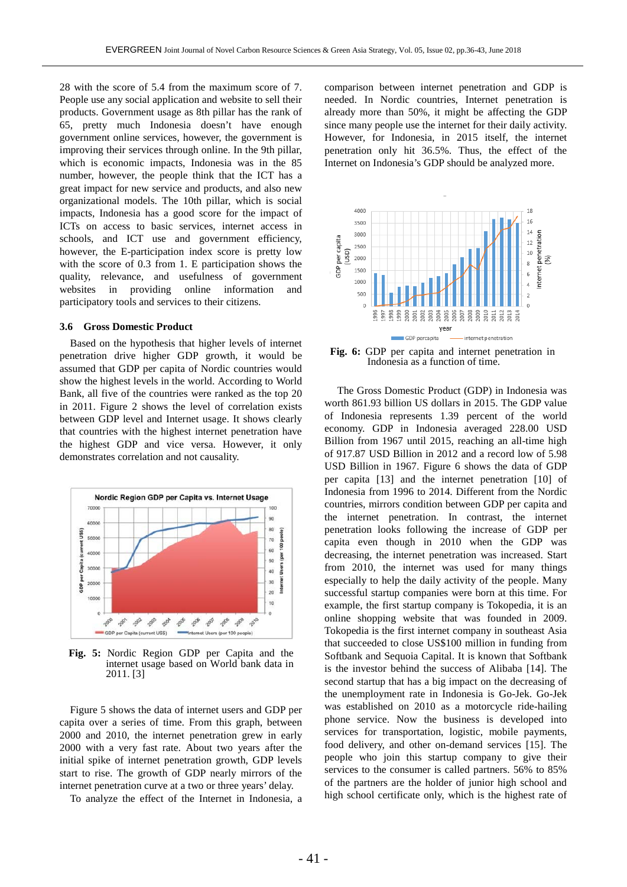28 with the score of 5.4 from the maximum score of 7. People use any social application and website to sell their products. Government usage as 8th pillar has the rank of 65, pretty much Indonesia doesn't have enough government online services, however, the government is improving their services through online. In the 9th pillar, which is economic impacts, Indonesia was in the 85 number, however, the people think that the ICT has a great impact for new service and products, and also new organizational models. The 10th pillar, which is social impacts, Indonesia has a good score for the impact of ICTs on access to basic services, internet access in schools, and ICT use and government efficiency, however, the E-participation index score is pretty low with the score of 0.3 from 1. E participation shows the quality, relevance, and usefulness of government websites in providing online information and participatory tools and services to their citizens.

### 3.6 Gross Domestic Product

Based on the hypothesis that higher levels of internet penetration drive higher GDP growth, it would be assumed that GDP per capita of Nordic countries would show the highest levels in the world. According to World Bank, all five of the countries were ranked as the top 20 in 2011. Figure 2 shows the level of correlation exists between GDP level and Internet usage. It shows clearly that countries with the highest internet penetration have the highest GDP and vice versa. However, it only demonstrates correlation and not causality.

**Fig. 5:** Nordic Region GDP per Capita and the internet usage based on World bank data in 2011. [3]

Figure 5 shows the data of internet users and GDP per capita over a series of time. From this graph, between 2000 and 2010, the internet penetration grew in early 2000 with a very fast rate. About two years after the initial spike of internet penetration growth, GDP levels start to rise. The growth of GDP nearly mirrors of the internet penetration curve at a two or three years' delay.

To analyze the effect of the Internet in Indonesia, a comparison between internet penetration and GDP is needed. In Nordic countries, Internet penetration is already more than 50%, it might be affecting the GDP since many people use the internet for their daily activity. However, for Indonesia, in 2015 itself, the internet penetration only hit 36.5%. Thus, the effect of the Internet on Indonesia's GDP should be analyzed more.

**Fig. 6:** GDP per capita and internet penetration in Indonesia as a function of time.

The Gross Domestic Product (GDP) in Indonesia was worth 861.93 billion US dollars in 2015. The GDP value of Indonesia represents 1.39 percent of the world economy. GDP in Indonesia averaged 228.00 USD Billion from 1967 until 2015, reaching an all-time high of 917.87 USD Billion in 2012 and a record low of 5.98 USD Billion in 1967. Figure 6 shows the data of GDP per capita [13] and the internet penetration [10] of Indonesia from 1996 to 2014. Different from the Nordic countries, mirrors condition between GDP per capita and the internet penetration. In contrast, the internet penetration looks following the increase of GDP per capita even though in 2010 when the GDP was decreasing, the internet penetration was increased. Start from 2010, the internet was used for many things especially to help the daily activity of the people. Many successful startup companies were born at this time. For example, the first startup company is Tokopedia, it is an online shopping website that was founded in 2009. Tokopedia is the first internet company in southeast Asia that succeeded to close US$100 million in funding from Softbank and Sequoia Capital. It is known that Softbank is the investor behind the success of Alibaba [14]. The second startup that has a big impact on the decreasing of the unemployment rate in Indonesia is Go-Jek. Go-Jek was established on 2010 as a motorcycle ride-hailing phone service. Now the business is developed into services for transportation, logistic, mobile payments, food delivery, and other on-demand services [15]. The people who join this startup company to give their services to the consumer is called partners. 56% to 85% of the partners are the holder of junior high school and high school certificate only, which is the highest rate of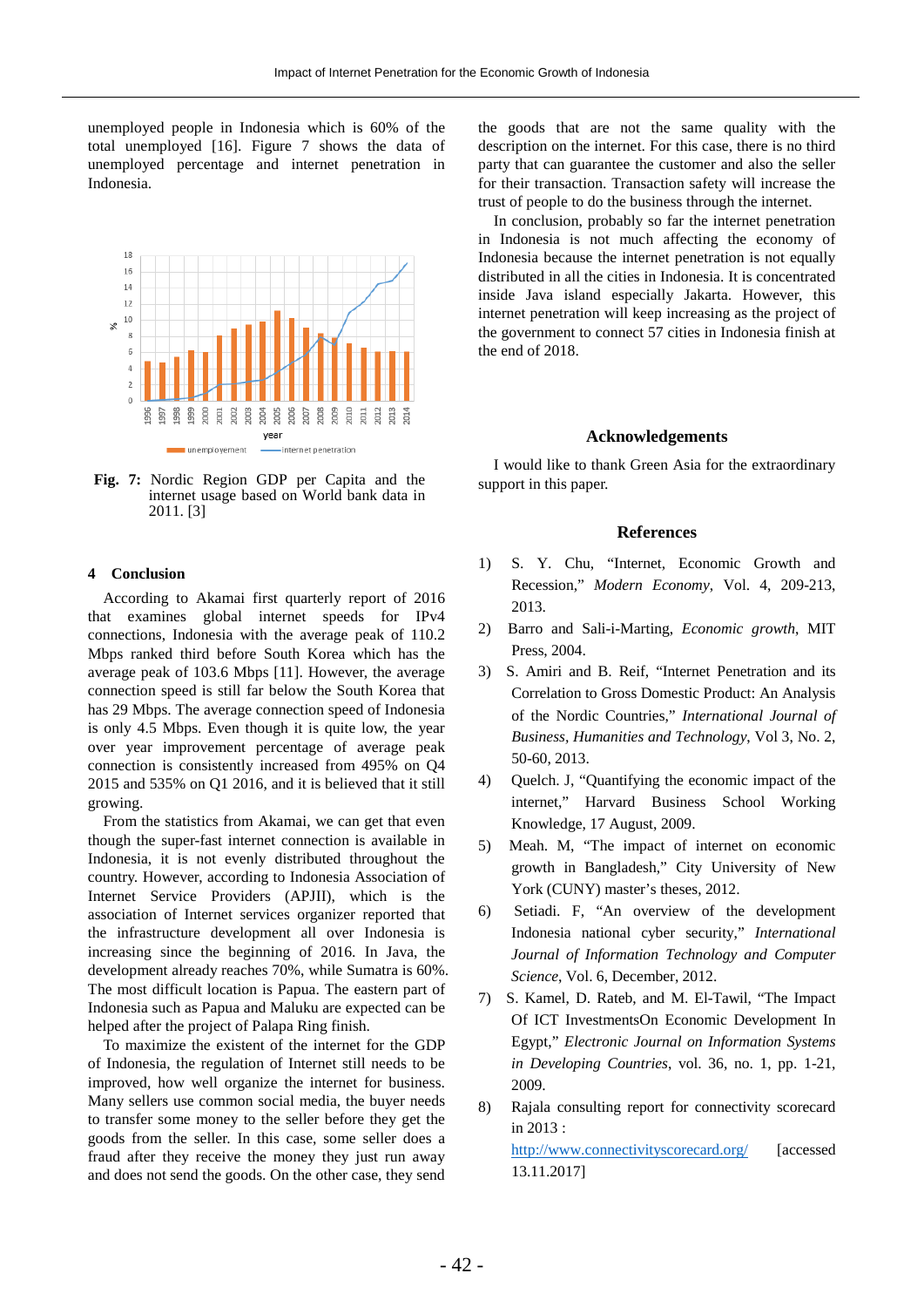unemployed people in Indonesia which is 60% of the total unemployed [16]. Figure 7 shows the data of unemployed percentage and internet penetration in Indonesia.

**Fig. 7:** Nordic Region GDP per Capita and the internet usage based on World bank data in 2011. [3]

## 4 Conclusion

According to Akamai first quarterly report of 2016 that examines global internet speeds for IPv4 connections, Indonesia with the average peak of 110.2 Mbps ranked third before South Korea which has the average peak of 103.6 Mbps [11]. However, the average connection speed is still far below the South Korea that has 29 Mbps. The average connection speed of Indonesia is only 4.5 Mbps. Even though it is quite low, the year over year improvement percentage of average peak connection is consistently increased from 495% on Q4 2015 and 535% on Q1 2016, and it is believed that it still growing.

From the statistics from Akamai, we can get that even though the super-fast internet connection is available in Indonesia, it is not evenly distributed throughout the country. However, according to Indonesia Association of Internet Service Providers (APJII), which is the association of Internet services organizer reported that the infrastructure development all over Indonesia is increasing since the beginning of 2016. In Java, the development already reaches 70%, while Sumatra is 60%. The most difficult location is Papua. The eastern part of Indonesia such as Papua and Maluku are expected can be helped after the project of Palapa Ring finish.

To maximize the existent of the internet for the GDP of Indonesia, the regulation of Internet still needs to be improved, how well organize the internet for business. Many sellers use common social media, the buyer needs to transfer some money to the seller before they get the goods from the seller. In this case, some seller does a fraud after they receive the money they just run away and does not send the goods. On the other case, they send the goods that are not the same quality with the description on the internet. For this case, there is no third party that can guarantee the customer and also the seller for their transaction. Transaction safety will increase the trust of people to do the business through the internet.

In conclusion, probably so far the internet penetration in Indonesia is not much affecting the economy of Indonesia because the internet penetration is not equally distributed in all the cities in Indonesia. It is concentrated inside Java island especially Jakarta. However, this internet penetration will keep increasing as the project of the government to connect 57 cities in Indonesia finish at the end of 2018.

## Acknowledgements

I would like to thank Green Asia for the extraordinary support in this paper.

## References

1) S. Y. Chu, "Internet, Economic Growth and Recession," *Modern Economy*, Vol. 4, 209-213, 2013.
2) Barro and Sali-i-Marting, *Economic growth*, MIT Press, 2004.
3) S. Amiri and B. Reif, "Internet Penetration and its Correlation to Gross Domestic Product: An Analysis of the Nordic Countries," *International Journal of Business, Humanities and Technology*, Vol 3, No. 2, 50-60, 2013.
4) Quelch. J, "Quantifying the economic impact of the internet," Harvard Business School Working Knowledge, 17 August, 2009.
5) Meah. M, "The impact of internet on economic growth in Bangladesh," City University of New York (CUNY) master's theses, 2012.
6) Setiadi. F, "An overview of the development Indonesia national cyber security," *International Journal of Information Technology and Computer Science*, Vol. 6, December, 2012.
7) S. Kamel, D. Rateb, and M. El-Tawil, "The Impact Of ICT InvestmentsOn Economic Development In Egypt," *Electronic Journal on Information Systems in Developing Countries*, vol. 36, no. 1, pp. 1-21, 2009.
8) Rajala consulting report for connectivity scorecard in 2013 : http://www.connectivityscorecard.org/ [accessed 13.11.2017]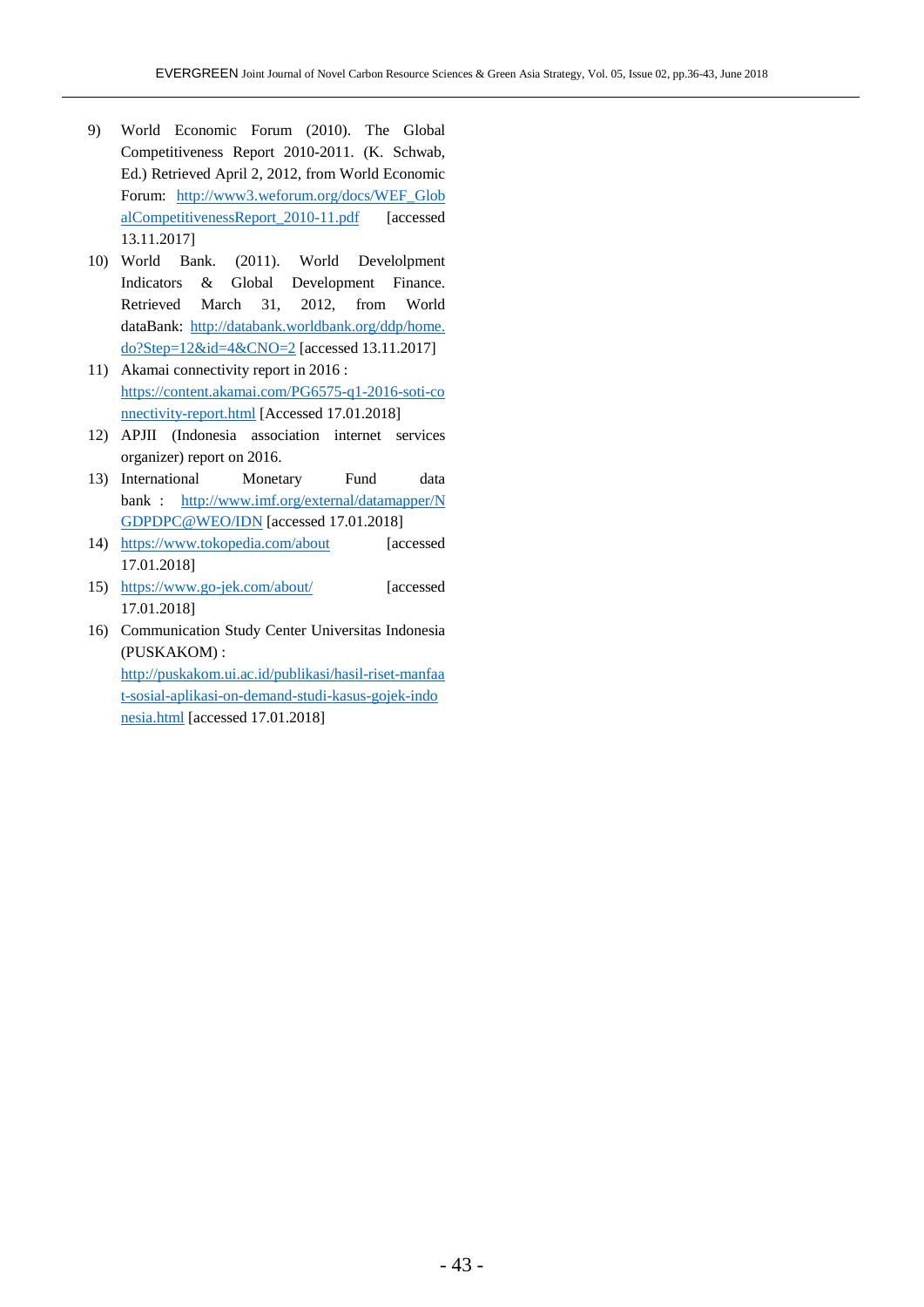9) World Economic Forum (2010). The Global Competitiveness Report 2010-2011. (K. Schwab, Ed.) Retrieved April 2, 2012, from World Economic Forum: http://www3.weforum.org/docs/WEF_GlobalCompetitivenessReport_2010-11.pdf [accessed 13.11.2017]
10) World Bank. (2011). World Develolpment Indicators & Global Development Finance. Retrieved March 31, 2012, from World dataBank: http://databank.worldbank.org/ddp/home.do?Step=12&id=4&CNO=2 [accessed 13.11.2017]
11) Akamai connectivity report in 2016 : https://content.akamai.com/PG6575-q1-2016-soti-connectivity-report.html [Accessed 17.01.2018]
12) APJII (Indonesia association internet services organizer) report on 2016.
13) International Monetary Fund data bank : http://www.imf.org/external/datamapper/NGDPDPC@WEO/IDN [accessed 17.01.2018]
14) https://www.tokopedia.com/about [accessed 17.01.2018]
15) https://www.go-jek.com/about/ [accessed 17.01.2018]
16) Communication Study Center Universitas Indonesia (PUSKAKOM) : http://puskakom.ui.ac.id/publikasi/hasil-riset-manfaat-sosial-aplikasi-on-demand-studi-kasus-gojek-indonesia.html [accessed 17.01.2018]